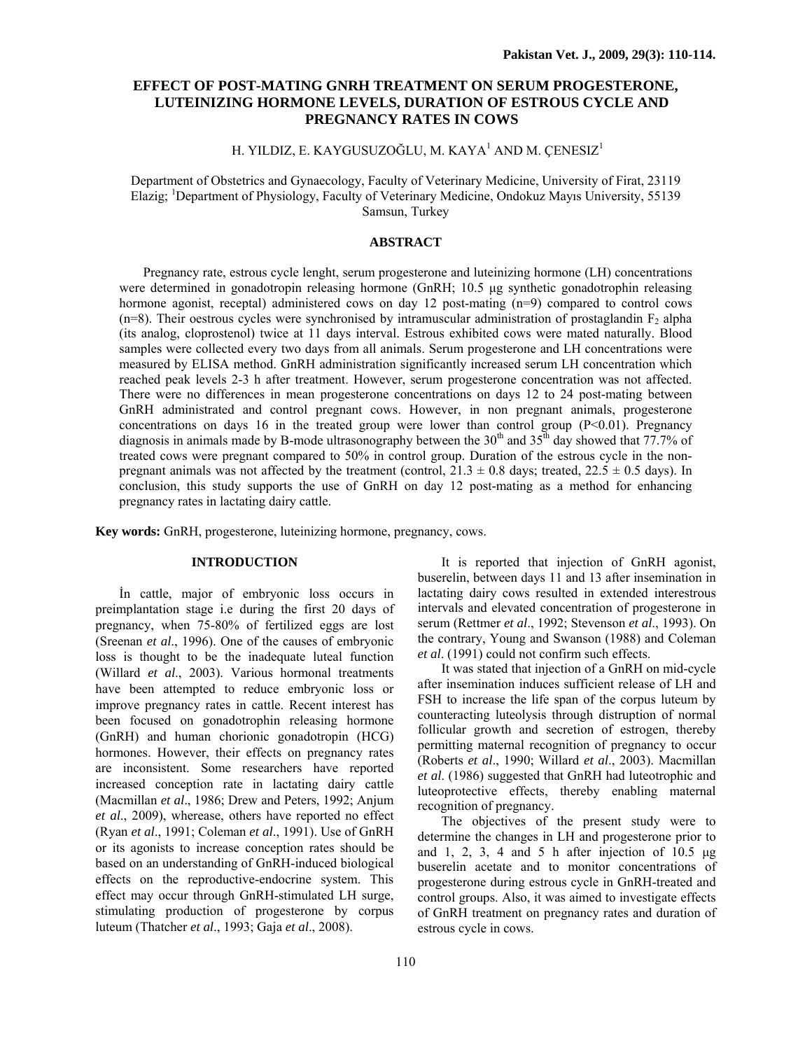# EFFECT OF POST-MATING GNRH TREATMENT ON SERUM PROGESTERONE, LUTEINIZING HORMONE LEVELS, DURATION OF ESTROUS CYCLE AND PREGNANCY RATES IN COWS

H. YILDIZ, E. KAYGUSUZOĞLU, M. KAYA[1] AND M. ÇENESIZ[1]

Department of Obstetrics and Gynaecology, Faculty of Veterinary Medicine, University of Firat, 23119 Elazig; [1]Department of Physiology, Faculty of Veterinary Medicine, Ondokuz Mayıs University, 55139 Samsun, Turkey

## ABSTRACT

Pregnancy rate, estrous cycle lenght, serum progesterone and luteinizing hormone (LH) concentrations were determined in gonadotropin releasing hormone (GnRH; 10.5 μg synthetic gonadotrophin releasing hormone agonist, receptal) administered cows on day 12 post-mating (n=9) compared to control cows (n=8). Their oestrous cycles were synchronised by intramuscular administration of prostaglandin $F_2$ alpha (its analog, cloprostenol) twice at 11 days interval. Estrous exhibited cows were mated naturally. Blood samples were collected every two days from all animals. Serum progesterone and LH concentrations were measured by ELISA method. GnRH administration significantly increased serum LH concentration which reached peak levels 2-3 h after treatment. However, serum progesterone concentration was not affected. There were no differences in mean progesterone concentrations on days 12 to 24 post-mating between GnRH administrated and control pregnant cows. However, in non pregnant animals, progesterone concentrations on days 16 in the treated group were lower than control group ($P<0.01$). Pregnancy diagnosis in animals made by B-mode ultrasonography between the 30$^{th}$ and 35$^{th}$ day showed that 77.7% of treated cows were pregnant compared to 50% in control group. Duration of the estrous cycle in the non-pregnant animals was not affected by the treatment (control, 21.3 ± 0.8 days; treated, 22.5 ± 0.5 days). In conclusion, this study supports the use of GnRH on day 12 post-mating as a method for enhancing pregnancy rates in lactating dairy cattle.

**Key words:** GnRH, progesterone, luteinizing hormone, pregnancy, cows.

## INTRODUCTION

İn cattle, major of embryonic loss occurs in preimplantation stage i.e during the first 20 days of pregnancy, when 75-80% of fertilized eggs are lost (Sreenan *et al*., 1996). One of the causes of embryonic loss is thought to be the inadequate luteal function (Willard *et al.*, 2003). Various hormonal treatments have been attempted to reduce embryonic loss or improve pregnancy rates in cattle. Recent interest has been focused on gonadotrophin releasing hormone (GnRH) and human chorionic gonadotropin (HCG) hormones. However, their effects on pregnancy rates are inconsistent. Some researchers have reported increased conception rate in lactating dairy cattle (Macmillan *et al*., 1986; Drew and Peters, 1992; Anjum *et al*., 2009), wherease, others have reported no effect (Ryan *et al*., 1991; Coleman *et al*., 1991). Use of GnRH or its agonists to increase conception rates should be based on an understanding of GnRH-induced biological effects on the reproductive-endocrine system. This effect may occur through GnRH-stimulated LH surge, stimulating production of progesterone by corpus luteum (Thatcher *et al*., 1993; Gaja *et al*., 2008).

It is reported that injection of GnRH agonist, buserelin, between days 11 and 13 after insemination in lactating dairy cows resulted in extended interestrous intervals and elevated concentration of progesterone in serum (Rettmer *et al*., 1992; Stevenson *et al*., 1993). On the contrary, Young and Swanson (1988) and Coleman *et al*. (1991) could not confirm such effects.

It was stated that injection of a GnRH on mid-cycle after insemination induces sufficient release of LH and FSH to increase the life span of the corpus luteum by counteracting luteolysis through distruption of normal follicular growth and secretion of estrogen, thereby permitting maternal recognition of pregnancy to occur (Roberts *et al*., 1990; Willard *et al*., 2003). Macmillan *et al.* (1986) suggested that GnRH had luteotrophic and luteoprotective effects, thereby enabling maternal recognition of pregnancy.

The objectives of the present study were to determine the changes in LH and progesterone prior to and 1, 2, 3, 4 and 5 h after injection of 10.5 μg buserelin acetate and to monitor concentrations of progesterone during estrous cycle in GnRH-treated and control groups. Also, it was aimed to investigate effects of GnRH treatment on pregnancy rates and duration of estrous cycle in cows.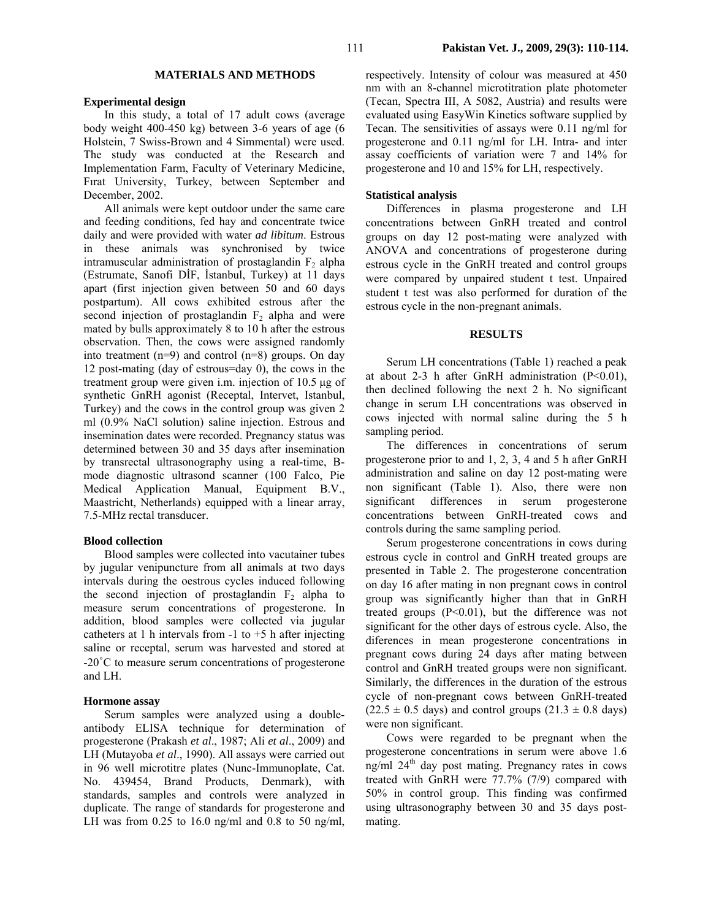## MATERIALS AND METHODS

### Experimental design

In this study, a total of 17 adult cows (average body weight 400-450 kg) between 3-6 years of age (6 Holstein, 7 Swiss-Brown and 4 Simmental) were used. The study was conducted at the Research and Implementation Farm, Faculty of Veterinary Medicine, Fırat University, Turkey, between September and December, 2002.

All animals were kept outdoor under the same care and feeding conditions, fed hay and concentrate twice daily and were provided with water *ad libitum*. Estrous in these animals was synchronised by twice intramuscular administration of prostaglandin $F_2$ alpha (Estrumate, Sanofi DİF, İstanbul, Turkey) at 11 days apart (first injection given between 50 and 60 days postpartum). All cows exhibited estrous after the second injection of prostaglandin $F_2$ alpha and were mated by bulls approximately 8 to 10 h after the estrous observation. Then, the cows were assigned randomly into treatment (n=9) and control (n=8) groups. On day 12 post-mating (day of estrous=day 0), the cows in the treatment group were given i.m. injection of 10.5 µg of synthetic GnRH agonist (Receptal, Intervet, Istanbul, Turkey) and the cows in the control group was given 2 ml (0.9% NaCl solution) saline injection. Estrous and insemination dates were recorded. Pregnancy status was determined between 30 and 35 days after insemination by transrectal ultrasonography using a real-time, B-mode diagnostic ultrasond scanner (100 Falco, Pie Medical Application Manual, Equipment B.V., Maastricht, Netherlands) equipped with a linear array, 7.5-MHz rectal transducer.

### Blood collection

Blood samples were collected into vacutainer tubes by jugular venipuncture from all animals at two days intervals during the oestrous cycles induced following the second injection of prostaglandin $F_2$ alpha to measure serum concentrations of progesterone. In addition, blood samples were collected via jugular catheters at 1 h intervals from -1 to +5 h after injecting saline or receptal, serum was harvested and stored at -20˚C to measure serum concentrations of progesterone and LH.

### Hormone assay

Serum samples were analyzed using a double-antibody ELISA technique for determination of progesterone (Prakash *et al*., 1987; Ali *et al*., 2009) and LH (Mutayoba *et al*., 1990). All assays were carried out in 96 well microtitre plates (Nunc-Immunoplate, Cat. No. 439454, Brand Products, Denmark), with standards, samples and controls were analyzed in duplicate. The range of standards for progesterone and LH was from 0.25 to 16.0 ng/ml and 0.8 to 50 ng/ml, respectively. Intensity of colour was measured at 450 nm with an 8-channel microtitration plate photometer (Tecan, Spectra III, A 5082, Austria) and results were evaluated using EasyWin Kinetics software supplied by Tecan. The sensitivities of assays were 0.11 ng/ml for progesterone and 0.11 ng/ml for LH. Intra- and inter assay coefficients of variation were 7 and 14% for progesterone and 10 and 15% for LH, respectively.

### Statistical analysis

Differences in plasma progesterone and LH concentrations between GnRH treated and control groups on day 12 post-mating were analyzed with ANOVA and concentrations of progesterone during estrous cycle in the GnRH treated and control groups were compared by unpaired student t test. Unpaired student t test was also performed for duration of the estrous cycle in the non-pregnant animals.

## RESULTS

Serum LH concentrations (Table 1) reached a peak at about 2-3 h after GnRH administration ($P<0.01$), then declined following the next 2 h. No significant change in serum LH concentrations was observed in cows injected with normal saline during the 5 h sampling period.

The differences in concentrations of serum progesterone prior to and 1, 2, 3, 4 and 5 h after GnRH administration and saline on day 12 post-mating were non significant (Table 1). Also, there were non significant differences in serum progesterone concentrations between GnRH-treated cows and controls during the same sampling period.

Serum progesterone concentrations in cows during estrous cycle in control and GnRH treated groups are presented in Table 2. The progesterone concentration on day 16 after mating in non pregnant cows in control group was significantly higher than that in GnRH treated groups ($P<0.01$), but the difference was not significant for the other days of estrous cycle. Also, the diferences in mean progesterone concentrations in pregnant cows during 24 days after mating between control and GnRH treated groups were non significant. Similarly, the differences in the duration of the estrous cycle of non-pregnant cows between GnRH-treated ($22.5 \pm 0.5$ days) and control groups ($21.3 \pm 0.8$ days) were non significant.

Cows were regarded to be pregnant when the progesterone concentrations in serum were above 1.6 ng/ml $24^{th}$ day post mating. Pregnancy rates in cows treated with GnRH were 77.7% (7/9) compared with 50% in control group. This finding was confirmed using ultrasonography between 30 and 35 days post-mating.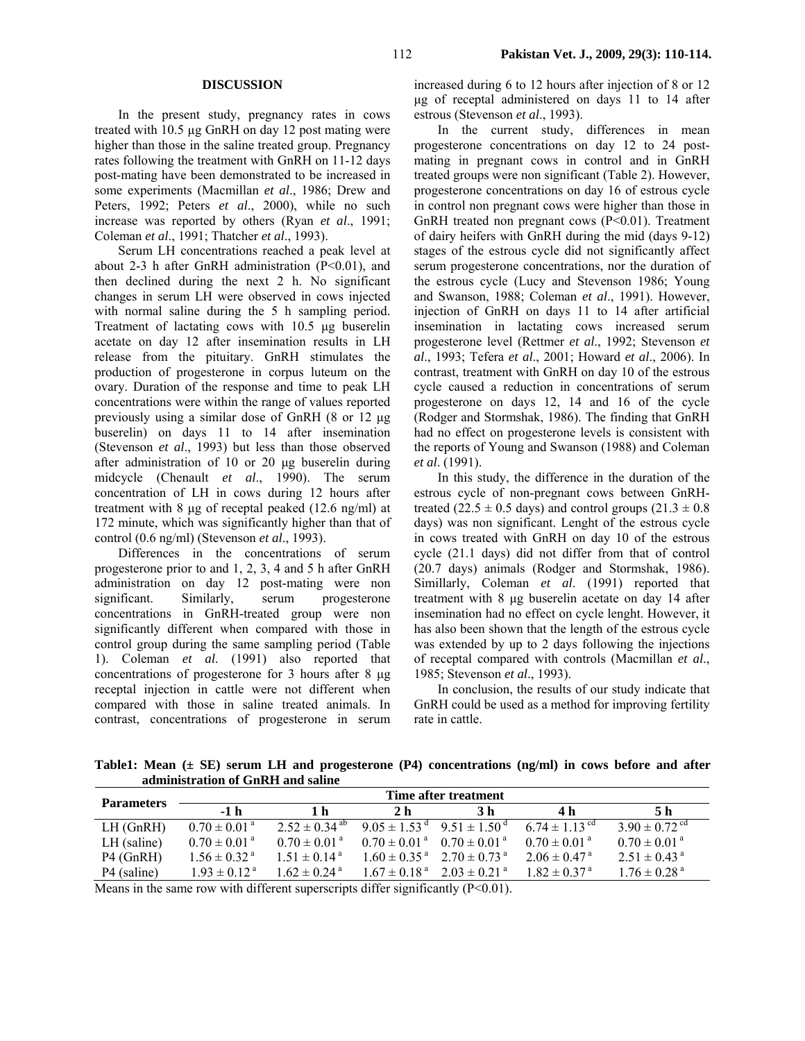## DISCUSSION

In the present study, pregnancy rates in cows treated with 10.5 µg GnRH on day 12 post mating were higher than those in the saline treated group. Pregnancy rates following the treatment with GnRH on 11-12 days post-mating have been demonstrated to be increased in some experiments (Macmillan *et al*., 1986; Drew and Peters, 1992; Peters *et al*., 2000), while no such increase was reported by others (Ryan *et al*., 1991; Coleman *et al*., 1991; Thatcher *et al*., 1993).

Serum LH concentrations reached a peak level at about 2-3 h after GnRH administration (P<0.01), and then declined during the next 2 h. No significant changes in serum LH were observed in cows injected with normal saline during the 5 h sampling period. Treatment of lactating cows with 10.5 µg buserelin acetate on day 12 after insemination results in LH release from the pituitary. GnRH stimulates the production of progesterone in corpus luteum on the ovary. Duration of the response and time to peak LH concentrations were within the range of values reported previously using a similar dose of GnRH (8 or 12 µg buserelin) on days 11 to 14 after insemination (Stevenson *et al*., 1993) but less than those observed after administration of 10 or 20 µg buserelin during midcycle (Chenault *et al*., 1990). The serum concentration of LH in cows during 12 hours after treatment with 8 µg of receptal peaked (12.6 ng/ml) at 172 minute, which was significantly higher than that of control (0.6 ng/ml) (Stevenson *et al*., 1993).

Differences in the concentrations of serum progesterone prior to and 1, 2, 3, 4 and 5 h after GnRH administration on day 12 post-mating were non significant. Similarly, serum progesterone concentrations in GnRH-treated group were non significantly different when compared with those in control group during the same sampling period (Table 1). Coleman *et al*. (1991) also reported that concentrations of progesterone for 3 hours after 8 µg receptal injection in cattle were not different when compared with those in saline treated animals. In contrast, concentrations of progesterone in serum increased during 6 to 12 hours after injection of 8 or 12 µg of receptal administered on days 11 to 14 after estrous (Stevenson *et al*., 1993).

In the current study, differences in mean progesterone concentrations on day 12 to 24 post-mating in pregnant cows in control and in GnRH treated groups were non significant (Table 2). However, progesterone concentrations on day 16 of estrous cycle in control non pregnant cows were higher than those in GnRH treated non pregnant cows (P<0.01). Treatment of dairy heifers with GnRH during the mid (days 9-12) stages of the estrous cycle did not significantly affect serum progesterone concentrations, nor the duration of the estrous cycle (Lucy and Stevenson 1986; Young and Swanson, 1988; Coleman *et al*., 1991). However, injection of GnRH on days 11 to 14 after artificial insemination in lactating cows increased serum progesterone level (Rettmer *et al*., 1992; Stevenson *et al*., 1993; Tefera *et al*., 2001; Howard *et al*., 2006). In contrast, treatment with GnRH on day 10 of the estrous cycle caused a reduction in concentrations of serum progesterone on days 12, 14 and 16 of the cycle (Rodger and Stormshak, 1986). The finding that GnRH had no effect on progesterone levels is consistent with the reports of Young and Swanson (1988) and Coleman *et al*. (1991).

In this study, the difference in the duration of the estrous cycle of non-pregnant cows between GnRH-treated (22.5 ± 0.5 days) and control groups (21.3 ± 0.8 days) was non significant. Lenght of the estrous cycle in cows treated with GnRH on day 10 of the estrous cycle (21.1 days) did not differ from that of control (20.7 days) animals (Rodger and Stormshak, 1986). Simillarly, Coleman *et al*. (1991) reported that treatment with 8 µg buserelin acetate on day 14 after insemination had no effect on cycle lenght. However, it has also been shown that the length of the estrous cycle was extended by up to 2 days following the injections of receptal compared with controls (Macmillan *et al*., 1985; Stevenson *et al*., 1993).

In conclusion, the results of our study indicate that GnRH could be used as a method for improving fertility rate in cattle.

**Table1: Mean (± SE) serum LH and progesterone (P4) concentrations (ng/ml) in cows before and after administration of GnRH and saline**

| Parameters | Time after treatment | | | | | |
|---|---|---|---|---|---|---|
| | -1 h | 1 h | 2 h | 3 h | 4 h | 5 h |
| LH (GnRH) | $0.70 \pm 0.01^{a}$ | $2.52 \pm 0.34^{ab}$ | $9.05 \pm 1.53^{d}$ | $9.51 \pm 1.50^{d}$ | $6.74 \pm 1.13^{cd}$ | $3.90 \pm 0.72^{cd}$ |
| LH (saline) | $0.70 \pm 0.01^{a}$ | $0.70 \pm 0.01^{a}$ | $0.70 \pm 0.01^{a}$ | $0.70 \pm 0.01^{a}$ | $0.70 \pm 0.01^{a}$ | $0.70 \pm 0.01^{a}$ |
| P4 (GnRH) | $1.56 \pm 0.32^{a}$ | $1.51 \pm 0.14^{a}$ | $1.60 \pm 0.35^{a}$ | $2.70 \pm 0.73^{a}$ | $2.06 \pm 0.47^{a}$ | $2.51 \pm 0.43^{a}$ |
| P4 (saline) | $1.93 \pm 0.12^{a}$ | $1.62 \pm 0.24^{a}$ | $1.67 \pm 0.18^{a}$ | $2.03 \pm 0.21^{a}$ | $1.82 \pm 0.37^{a}$ | $1.76 \pm 0.28^{a}$ |

Means in the same row with different superscripts differ significantly (P<0.01).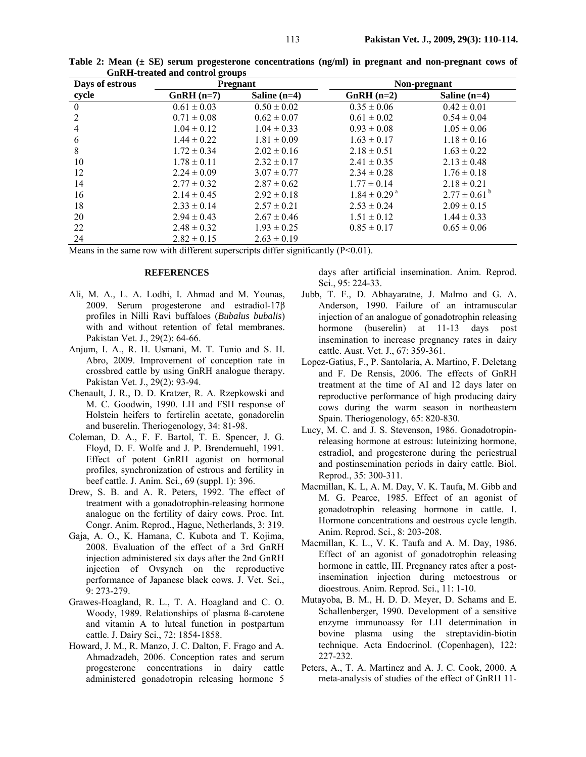**Table 2: Mean (± SE) serum progesterone concentrations (ng/ml) in pregnant and non-pregnant cows of GnRH-treated and control groups**

| Days of estrous cycle | Pregnant | | Non-pregnant | |
|---|---|---|---|---|
| | GnRH (n=7) | Saline (n=4) | GnRH (n=2) | Saline (n=4) |
| 0 | 0.61 ± 0.03 | 0.50 ± 0.02 | 0.35 ± 0.06 | 0.42 ± 0.01 |
| 2 | 0.71 ± 0.08 | 0.62 ± 0.07 | 0.61 ± 0.02 | 0.54 ± 0.04 |
| 4 | 1.04 ± 0.12 | 1.04 ± 0.33 | 0.93 ± 0.08 | 1.05 ± 0.06 |
| 6 | 1.44 ± 0.22 | 1.81 ± 0.09 | 1.63 ± 0.17 | 1.18 ± 0.16 |
| 8 | 1.72 ± 0.34 | 2.02 ± 0.16 | 2.18 ± 0.51 | 1.63 ± 0.22 |
| 10 | 1.78 ± 0.11 | 2.32 ± 0.17 | 2.41 ± 0.35 | 2.13 ± 0.48 |
| 12 | 2.24 ± 0.09 | 3.07 ± 0.77 | 2.34 ± 0.28 | 1.76 ± 0.18 |
| 14 | 2.77 ± 0.32 | 2.87 ± 0.62 | 1.77 ± 0.14 | 2.18 ± 0.21 |
| 16 | 2.14 ± 0.45 | 2.92 ± 0.18 | 1.84 ± 0.29 [a] | 2.77 ± 0.61 [b] |
| 18 | 2.33 ± 0.14 | 2.57 ± 0.21 | 2.53 ± 0.24 | 2.09 ± 0.15 |
| 20 | 2.94 ± 0.43 | 2.67 ± 0.46 | 1.51 ± 0.12 | 1.44 ± 0.33 |
| 22 | 2.48 ± 0.32 | 1.93 ± 0.25 | 0.85 ± 0.17 | 0.65 ± 0.06 |
| 24 | 2.82 ± 0.15 | 2.63 ± 0.19 | | |

Means in the same row with different superscripts differ significantly ($P<0.01$).

## REFERENCES

Ali, M. A., L. A. Lodhi, I. Ahmad and M. Younas, 2009. Serum progesterone and estradiol-17β profiles in Nilli Ravi buffaloes (*Bubalus bubalis*) with and without retention of fetal membranes. Pakistan Vet. J., 29(2): 64-66.

Anjum, I. A., R. H. Usmani, M. T. Tunio and S. H. Abro, 2009. Improvement of conception rate in crossbred cattle by using GnRH analogue therapy. Pakistan Vet. J., 29(2): 93-94.

Chenault, J. R., D. D. Kratzer, R. A. Rzepkowski and M. C. Goodwin, 1990. LH and FSH response of Holstein heifers to fertirelin acetate, gonadorelin and buserelin. Theriogenology, 34: 81-98.

Coleman, D. A., F. F. Bartol, T. E. Spencer, J. G. Floyd, D. F. Wolfe and J. P. Brendemuehl, 1991. Effect of potent GnRH agonist on hormonal profiles, synchronization of estrous and fertility in beef cattle. J. Anim. Sci., 69 (suppl. 1): 396.

Drew, S. B. and A. R. Peters, 1992. The effect of treatment with a gonadotrophin-releasing hormone analogue on the fertility of dairy cows. Proc. Int. Congr. Anim. Reprod., Hague, Netherlands, 3: 319.

Gaja, A. O., K. Hamana, C. Kubota and T. Kojima, 2008. Evaluation of the effect of a 3rd GnRH injection administered six days after the 2nd GnRH injection of Ovsynch on the reproductive performance of Japanese black cows. J. Vet. Sci., 9: 273-279.

Grawes-Hoagland, R. L., T. A. Hoagland and C. O. Woody, 1989. Relationships of plasma ß-carotene and vitamin A to luteal function in postpartum cattle. J. Dairy Sci., 72: 1854-1858.

Howard, J. M., R. Manzo, J. C. Dalton, F. Frago and A. Ahmadzadeh, 2006. Conception rates and serum progesterone concentrations in dairy cattle administered gonadotropin releasing hormone 5 days after artificial insemination. Anim. Reprod. Sci., 95: 224-33.

Jubb, T. F., D. Abhayaratne, J. Malmo and G. A. Anderson, 1990. Failure of an intramuscular injection of an analogue of gonadotrophin releasing hormone (buserelin) at 11-13 days post insemination to increase pregnancy rates in dairy cattle. Aust. Vet. J., 67: 359-361.

Lopez-Gatius, F., P. Santolaria, A. Martino, F. Deletang and F. De Rensis, 2006. The effects of GnRH treatment at the time of AI and 12 days later on reproductive performance of high producing dairy cows during the warm season in northeastern Spain. Theriogenology, 65: 820-830.

Lucy, M. C. and J. S. Stevenson, 1986. Gonadotropin-releasing hormone at estrous: luteinizing hormone, estradiol, and progesterone during the periestrual and postinsemination periods in dairy cattle. Biol. Reprod., 35: 300-311.

Macmillan, K. L, A. M. Day, V. K. Taufa, M. Gibb and M. G. Pearce, 1985. Effect of an agonist of gonadotrophin releasing hormone in cattle. I. Hormone concentrations and oestrous cycle length. Anim. Reprod. Sci., 8: 203-208.

Macmillan, K. L., V. K. Taufa and A. M. Day, 1986. Effect of an agonist of gonadotrophin releasing hormone in cattle, III. Pregnancy rates after a post-insemination injection during metoestrous or dioestrous. Anim. Reprod. Sci., 11: 1-10.

Mutayoba, B. M., H. D. D. Meyer, D. Schams and E. Schallenberger, 1990. Development of a sensitive enzyme immunoassy for LH determination in bovine plasma using the streptavidin-biotin technique. Acta Endocrinol. (Copenhagen), 122: 227-232.

Peters, A., T. A. Martinez and A. J. C. Cook, 2000. A meta-analysis of studies of the effect of GnRH 11-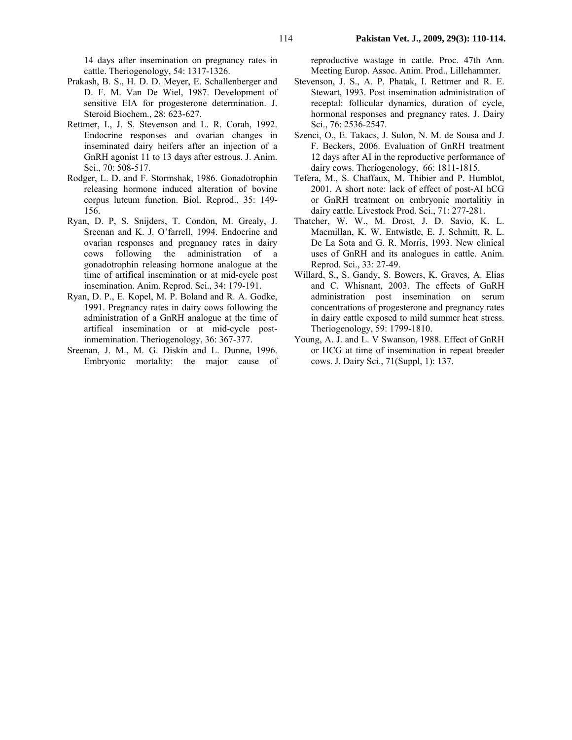14 days after insemination on pregnancy rates in cattle. Theriogenology, 54: 1317-1326.

Prakash, B. S., H. D. D. Meyer, E. Schallenberger and D. F. M. Van De Wiel, 1987. Development of sensitive EIA for progesterone determination. J. Steroid Biochem., 28: 623-627.

Rettmer, I., J. S. Stevenson and L. R. Corah, 1992. Endocrine responses and ovarian changes in inseminated dairy heifers after an injection of a GnRH agonist 11 to 13 days after estrous. J. Anim. Sci., 70: 508-517.

Rodger, L. D. and F. Stormshak, 1986. Gonadotrophin releasing hormone induced alteration of bovine corpus luteum function. Biol. Reprod., 35: 149-156.

Ryan, D. P, S. Snijders, T. Condon, M. Grealy, J. Sreenan and K. J. O'farrell, 1994. Endocrine and ovarian responses and pregnancy rates in dairy cows following the administration of a gonadotrophin releasing hormone analogue at the time of artifical insemination or at mid-cycle post insemination. Anim. Reprod. Sci., 34: 179-191.

Ryan, D. P., E. Kopel, M. P. Boland and R. A. Godke, 1991. Pregnancy rates in dairy cows following the administration of a GnRH analogue at the time of artifical insemination or at mid-cycle post-inmemination. Theriogenology, 36: 367-377.

Sreenan, J. M., M. G. Diskin and L. Dunne, 1996. Embryonic mortality: the major cause of reproductive wastage in cattle. Proc. 47th Ann. Meeting Europ. Assoc. Anim. Prod., Lillehammer.

Stevenson, J. S., A. P. Phatak, I. Rettmer and R. E. Stewart, 1993. Post insemination administration of receptal: follicular dynamics, duration of cycle, hormonal responses and pregnancy rates. J. Dairy Sci., 76: 2536-2547.

Szenci, O., E. Takacs, J. Sulon, N. M. de Sousa and J. F. Beckers, 2006. Evaluation of GnRH treatment 12 days after AI in the reproductive performance of dairy cows. Theriogenology, 66: 1811-1815.

Tefera, M., S. Chaffaux, M. Thibier and P. Humblot, 2001. A short note: lack of effect of post-AI hCG or GnRH treatment on embryonic mortalitiy in dairy cattle. Livestock Prod. Sci., 71: 277-281.

Thatcher, W. W., M. Drost, J. D. Savio, K. L. Macmillan, K. W. Entwistle, E. J. Schmitt, R. L. De La Sota and G. R. Morris, 1993. New clinical uses of GnRH and its analogues in cattle. Anim. Reprod. Sci., 33: 27-49.

Willard, S., S. Gandy, S. Bowers, K. Graves, A. Elias and C. Whisnant, 2003. The effects of GnRH administration post insemination on serum concentrations of progesterone and pregnancy rates in dairy cattle exposed to mild summer heat stress. Theriogenology, 59: 1799-1810.

Young, A. J. and L. V Swanson, 1988. Effect of GnRH or HCG at time of insemination in repeat breeder cows. J. Dairy Sci., 71(Suppl, 1): 137.